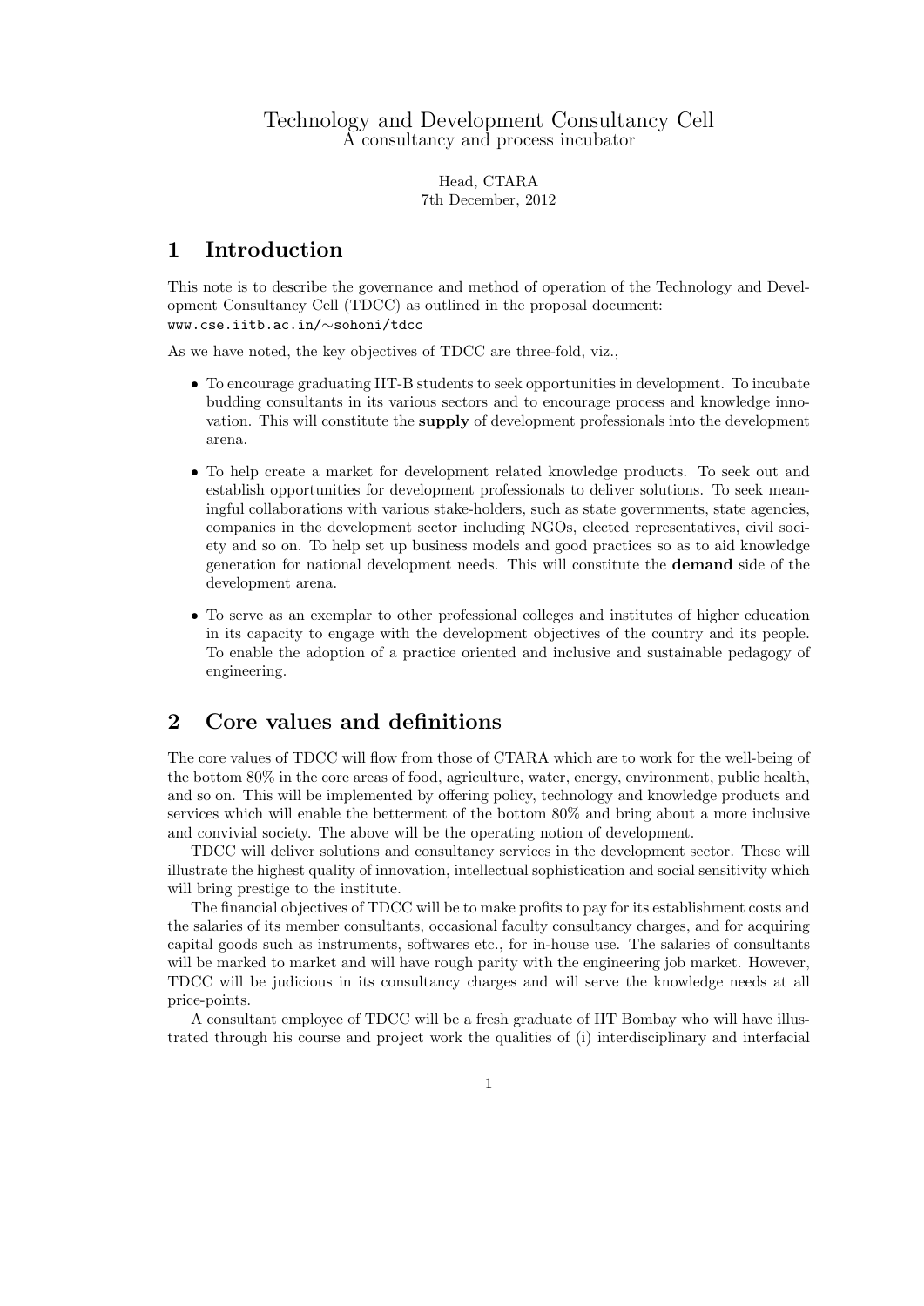# Technology and Development Consultancy Cell

A consultancy and process incubator

Head, CTARA
7th December, 2012

## 1 Introduction

This note is to describe the governance and method of operation of the Technology and Development Consultancy Cell (TDCC) as outlined in the proposal document:
www.cse.iitb.ac.in/∼sohoni/tdcc

As we have noted, the key objectives of TDCC are three-fold, viz.,

- To encourage graduating IIT-B students to seek opportunities in development. To incubate budding consultants in its various sectors and to encourage process and knowledge innovation. This will constitute the **supply** of development professionals into the development arena.
- To help create a market for development related knowledge products. To seek out and establish opportunities for development professionals to deliver solutions. To seek meaningful collaborations with various stake-holders, such as state governments, state agencies, companies in the development sector including NGOs, elected representatives, civil society and so on. To help set up business models and good practices so as to aid knowledge generation for national development needs. This will constitute the **demand** side of the development arena.
- To serve as an exemplar to other professional colleges and institutes of higher education in its capacity to engage with the development objectives of the country and its people. To enable the adoption of a practice oriented and inclusive and sustainable pedagogy of engineering.

## 2 Core values and definitions

The core values of TDCC will flow from those of CTARA which are to work for the well-being of the bottom 80% in the core areas of food, agriculture, water, energy, environment, public health, and so on. This will be implemented by offering policy, technology and knowledge products and services which will enable the betterment of the bottom 80% and bring about a more inclusive and convivial society. The above will be the operating notion of development.

TDCC will deliver solutions and consultancy services in the development sector. These will illustrate the highest quality of innovation, intellectual sophistication and social sensitivity which will bring prestige to the institute.

The financial objectives of TDCC will be to make profits to pay for its establishment costs and the salaries of its member consultants, occasional faculty consultancy charges, and for acquiring capital goods such as instruments, softwares etc., for in-house use. The salaries of consultants will be marked to market and will have rough parity with the engineering job market. However, TDCC will be judicious in its consultancy charges and will serve the knowledge needs at all price-points.

A consultant employee of TDCC will be a fresh graduate of IIT Bombay who will have illustrated through his course and project work the qualities of (i) interdisciplinary and interfacial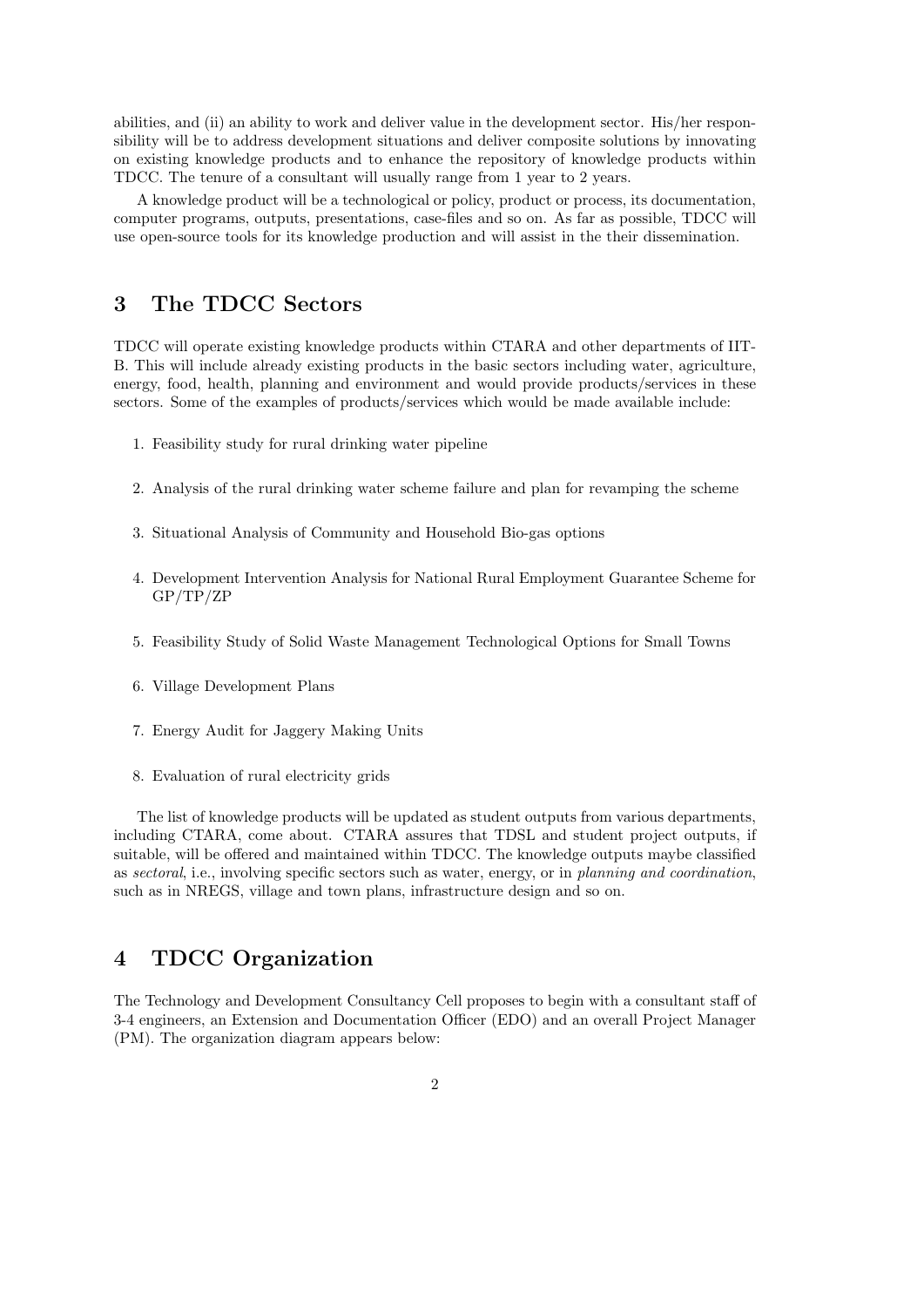abilities, and (ii) an ability to work and deliver value in the development sector. His/her responsibility will be to address development situations and deliver composite solutions by innovating on existing knowledge products and to enhance the repository of knowledge products within TDCC. The tenure of a consultant will usually range from 1 year to 2 years.

A knowledge product will be a technological or policy, product or process, its documentation, computer programs, outputs, presentations, case-files and so on. As far as possible, TDCC will use open-source tools for its knowledge production and will assist in the their dissemination.

## 3 The TDCC Sectors

TDCC will operate existing knowledge products within CTARA and other departments of IIT-B. This will include already existing products in the basic sectors including water, agriculture, energy, food, health, planning and environment and would provide products/services in these sectors. Some of the examples of products/services which would be made available include:

1. Feasibility study for rural drinking water pipeline
2. Analysis of the rural drinking water scheme failure and plan for revamping the scheme
3. Situational Analysis of Community and Household Bio-gas options
4. Development Intervention Analysis for National Rural Employment Guarantee Scheme for GP/TP/ZP
5. Feasibility Study of Solid Waste Management Technological Options for Small Towns
6. Village Development Plans
7. Energy Audit for Jaggery Making Units
8. Evaluation of rural electricity grids

The list of knowledge products will be updated as student outputs from various departments, including CTARA, come about. CTARA assures that TDSL and student project outputs, if suitable, will be offered and maintained within TDCC. The knowledge outputs maybe classified as *sectoral*, i.e., involving specific sectors such as water, energy, or in *planning and coordination*, such as in NREGS, village and town plans, infrastructure design and so on.

## 4 TDCC Organization

The Technology and Development Consultancy Cell proposes to begin with a consultant staff of 3-4 engineers, an Extension and Documentation Officer (EDO) and an overall Project Manager (PM). The organization diagram appears below: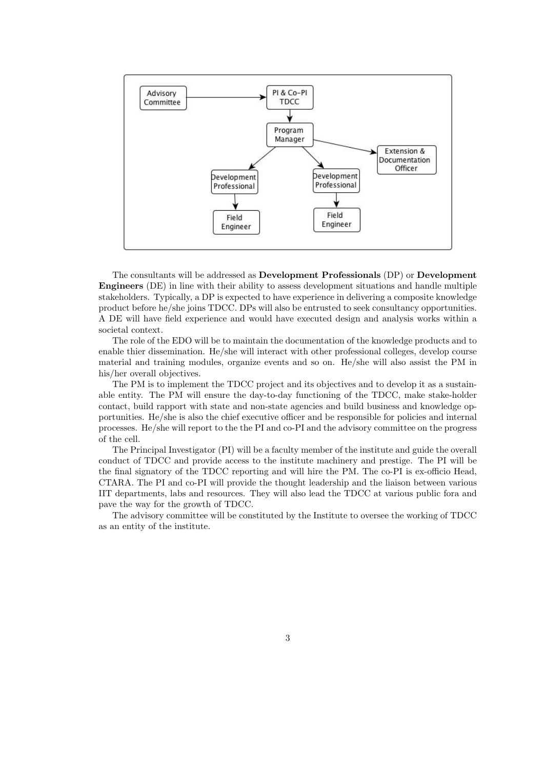The consultants will be addressed as **Development Professionals** (DP) or **Development Engineers** (DE) in line with their ability to assess development situations and handle multiple stakeholders. Typically, a DP is expected to have experience in delivering a composite knowledge product before he/she joins TDCC. DPs will also be entrusted to seek consultancy opportunities. A DE will have field experience and would have executed design and analysis works within a societal context.

The role of the EDO will be to maintain the documentation of the knowledge products and to enable thier dissemination. He/she will interact with other professional colleges, develop course material and training modules, organize events and so on. He/she will also assist the PM in his/her overall objectives.

The PM is to implement the TDCC project and its objectives and to develop it as a sustainable entity. The PM will ensure the day-to-day functioning of the TDCC, make stake-holder contact, build rapport with state and non-state agencies and build business and knowledge opportunities. He/she is also the chief executive officer and be responsible for policies and internal processes. He/she will report to the the PI and co-PI and the advisory committee on the progress of the cell.

The Principal Investigator (PI) will be a faculty member of the institute and guide the overall conduct of TDCC and provide access to the institute machinery and prestige. The PI will be the final signatory of the TDCC reporting and will hire the PM. The co-PI is ex-officio Head, CTARA. The PI and co-PI will provide the thought leadership and the liaison between various IIT departments, labs and resources. They will also lead the TDCC at various public fora and pave the way for the growth of TDCC.

The advisory committee will be constituted by the Institute to oversee the working of TDCC as an entity of the institute.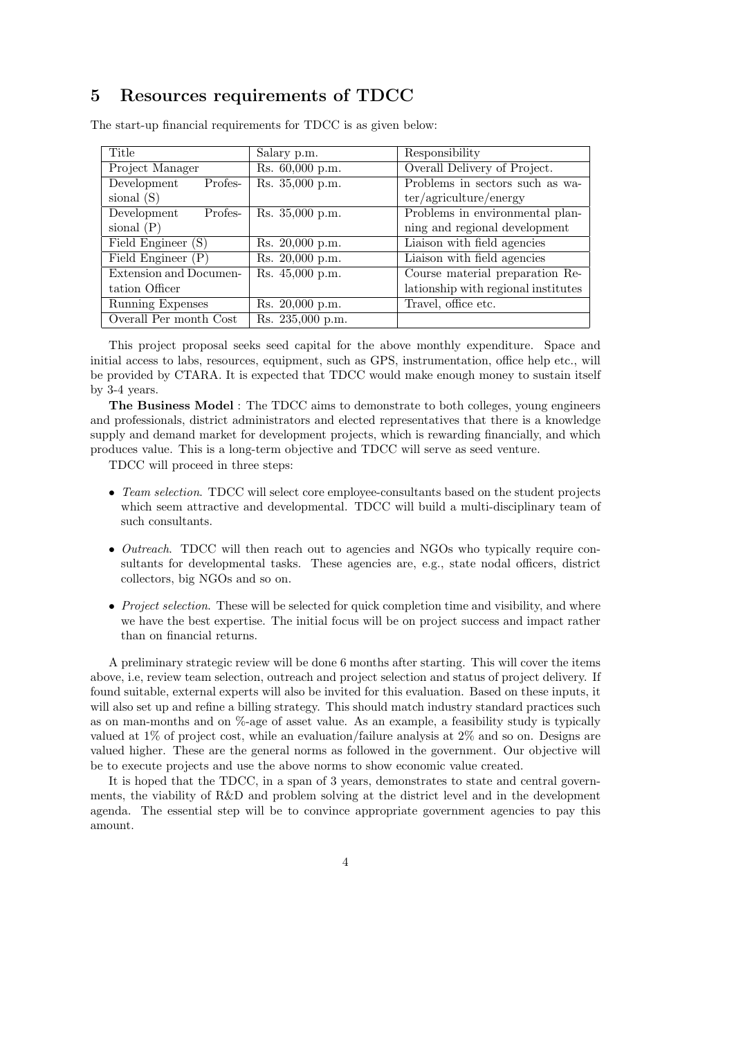## 5 Resources requirements of TDCC

The start-up financial requirements for TDCC is as given below:

| Title | Salary p.m. | Responsibility |
|---|---|---|
| Project Manager | Rs. 60,000 p.m. | Overall Delivery of Project. |
| Development Professional (S) | Rs. 35,000 p.m. | Problems in sectors such as water/agriculture/energy |
| Development Professional (P) | Rs. 35,000 p.m. | Problems in environmental planning and regional development |
| Field Engineer (S) | Rs. 20,000 p.m. | Liaison with field agencies |
| Field Engineer (P) | Rs. 20,000 p.m. | Liaison with field agencies |
| Extension and Documentation Officer | Rs. 45,000 p.m. | Course material preparation Relationship with regional institutes |
| Running Expenses | Rs. 20,000 p.m. | Travel, office etc. |
| Overall Per month Cost | Rs. 235,000 p.m. | |

This project proposal seeks seed capital for the above monthly expenditure. Space and initial access to labs, resources, equipment, such as GPS, instrumentation, office help etc., will be provided by CTARA. It is expected that TDCC would make enough money to sustain itself by 3-4 years.

**The Business Model** : The TDCC aims to demonstrate to both colleges, young engineers and professionals, district administrators and elected representatives that there is a knowledge supply and demand market for development projects, which is rewarding financially, and which produces value. This is a long-term objective and TDCC will serve as seed venture.

TDCC will proceed in three steps:

- *Team selection*. TDCC will select core employee-consultants based on the student projects which seem attractive and developmental. TDCC will build a multi-disciplinary team of such consultants.
- *Outreach*. TDCC will then reach out to agencies and NGOs who typically require consultants for developmental tasks. These agencies are, e.g., state nodal officers, district collectors, big NGOs and so on.
- *Project selection*. These will be selected for quick completion time and visibility, and where we have the best expertise. The initial focus will be on project success and impact rather than on financial returns.

A preliminary strategic review will be done 6 months after starting. This will cover the items above, i.e, review team selection, outreach and project selection and status of project delivery. If found suitable, external experts will also be invited for this evaluation. Based on these inputs, it will also set up and refine a billing strategy. This should match industry standard practices such as on man-months and on %-age of asset value. As an example, a feasibility study is typically valued at 1% of project cost, while an evaluation/failure analysis at 2% and so on. Designs are valued higher. These are the general norms as followed in the government. Our objective will be to execute projects and use the above norms to show economic value created.

It is hoped that the TDCC, in a span of 3 years, demonstrates to state and central governments, the viability of R&D and problem solving at the district level and in the development agenda. The essential step will be to convince appropriate government agencies to pay this amount.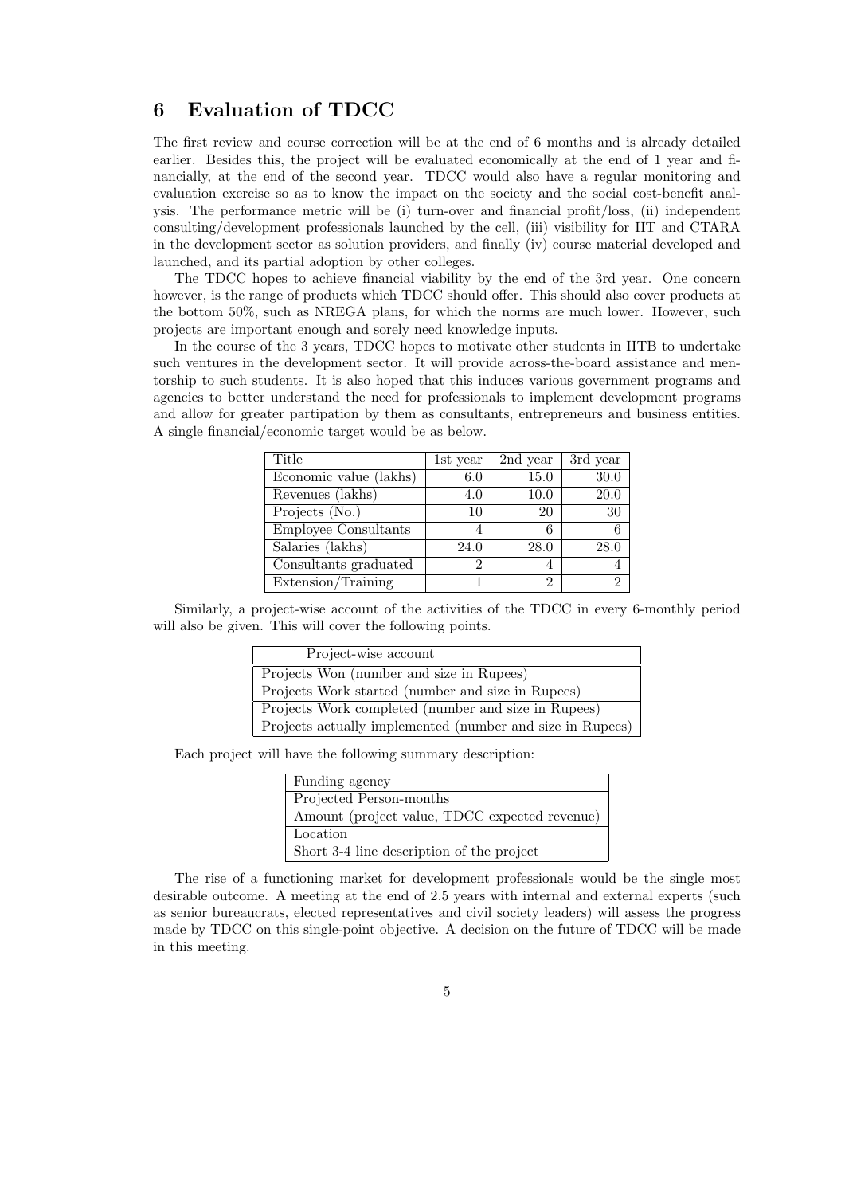## 6 Evaluation of TDCC

The first review and course correction will be at the end of 6 months and is already detailed earlier. Besides this, the project will be evaluated economically at the end of 1 year and financially, at the end of the second year. TDCC would also have a regular monitoring and evaluation exercise so as to know the impact on the society and the social cost-benefit analysis. The performance metric will be (i) turn-over and financial profit/loss, (ii) independent consulting/development professionals launched by the cell, (iii) visibility for IIT and CTARA in the development sector as solution providers, and finally (iv) course material developed and launched, and its partial adoption by other colleges.

The TDCC hopes to achieve financial viability by the end of the 3rd year. One concern however, is the range of products which TDCC should offer. This should also cover products at the bottom 50%, such as NREGA plans, for which the norms are much lower. However, such projects are important enough and sorely need knowledge inputs.

In the course of the 3 years, TDCC hopes to motivate other students in IITB to undertake such ventures in the development sector. It will provide across-the-board assistance and mentorship to such students. It is also hoped that this induces various government programs and agencies to better understand the need for professionals to implement development programs and allow for greater partipation by them as consultants, entrepreneurs and business entities. A single financial/economic target would be as below.

| Title | 1st year | 2nd year | 3rd year |
|---|---|---|---|
| Economic value (lakhs) | 6.0 | 15.0 | 30.0 |
| Revenues (lakhs) | 4.0 | 10.0 | 20.0 |
| Projects (No.) | 10 | 20 | 30 |
| Employee Consultants | 4 | 6 | 6 |
| Salaries (lakhs) | 24.0 | 28.0 | 28.0 |
| Consultants graduated | 2 | 4 | 4 |
| Extension/Training | 1 | 2 | 2 |

Similarly, a project-wise account of the activities of the TDCC in every 6-monthly period will also be given. This will cover the following points.

| Project-wise account |
|---|
| Projects Won (number and size in Rupees) |
| Projects Work started (number and size in Rupees) |
| Projects Work completed (number and size in Rupees) |
| Projects actually implemented (number and size in Rupees) |

Each project will have the following summary description:

| |
|---|
| Funding agency |
| Projected Person-months |
| Amount (project value, TDCC expected revenue) |
| Location |
| Short 3-4 line description of the project |

The rise of a functioning market for development professionals would be the single most desirable outcome. A meeting at the end of 2.5 years with internal and external experts (such as senior bureaucrats, elected representatives and civil society leaders) will assess the progress made by TDCC on this single-point objective. A decision on the future of TDCC will be made in this meeting.